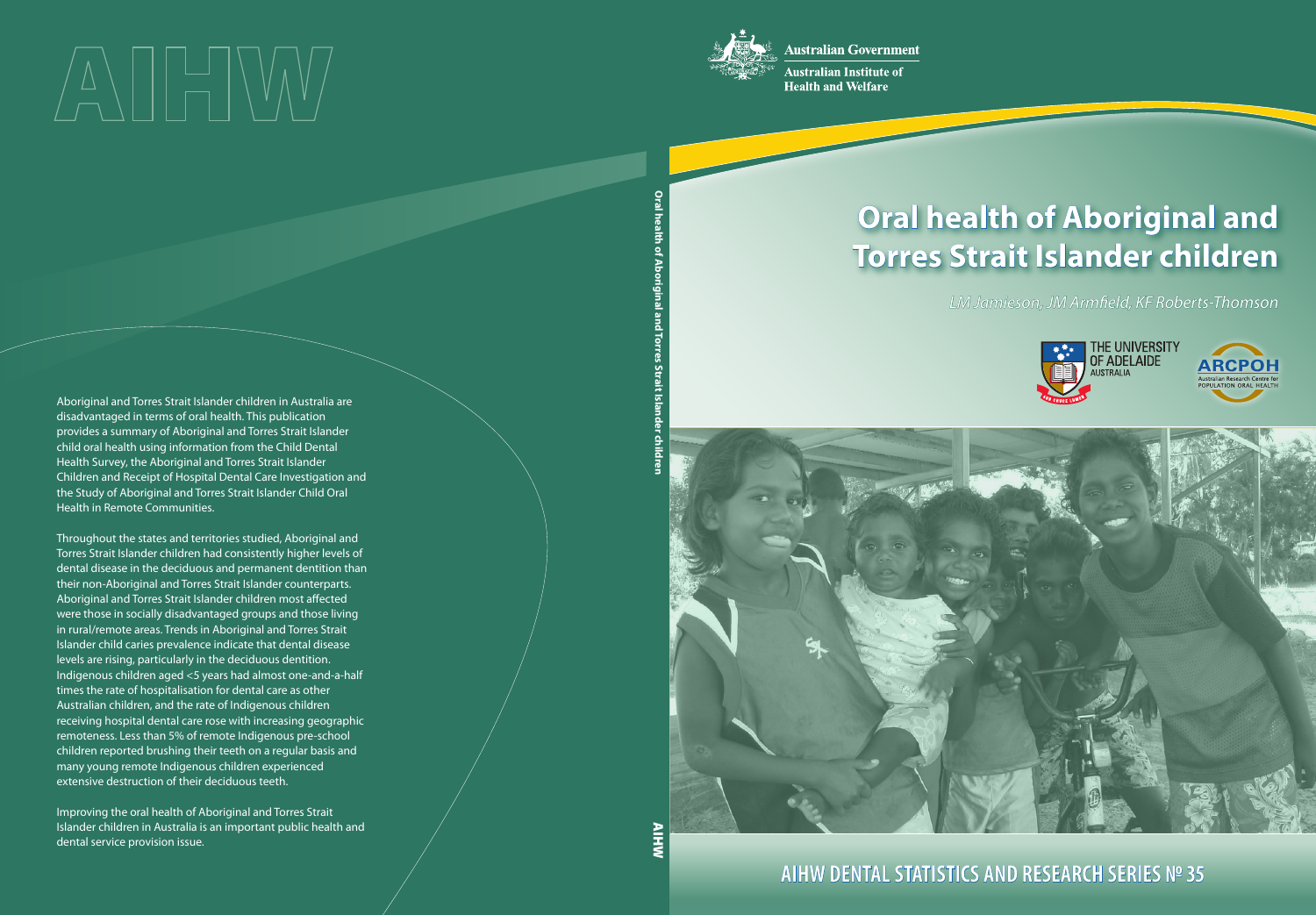# Oral health of Aboriginal and Torres Strait Islander children

*LM Jamieson, JM Armfield, KF Roberts-Thomson*

Australian Government
Australian Institute of Health and Welfare

THE UNIVERSITY OF ADELAIDE AUSTRALIA

ARCPOH Australian Research Centre for Population Oral Health

**AIHW DENTAL STATISTICS AND RESEARCH SERIES Nº 35**

Aboriginal and Torres Strait Islander children in Australia are disadvantaged in terms of oral health. This publication provides a summary of Aboriginal and Torres Strait Islander child oral health using information from the Child Dental Health Survey, the Aboriginal and Torres Strait Islander Children and Receipt of Hospital Dental Care Investigation and the Study of Aboriginal and Torres Strait Islander Child Oral Health in Remote Communities.

Throughout the states and territories studied, Aboriginal and Torres Strait Islander children had consistently higher levels of dental disease in the deciduous and permanent dentition than their non-Aboriginal and Torres Strait Islander counterparts. Aboriginal and Torres Strait Islander children most affected were those in socially disadvantaged groups and those living in rural/remote areas. Trends in Aboriginal and Torres Strait Islander child caries prevalence indicate that dental disease levels are rising, particularly in the deciduous dentition. Indigenous children aged <5 years had almost one-and-a-half times the rate of hospitalisation for dental care as other Australian children, and the rate of Indigenous children receiving hospital dental care rose with increasing geographic remoteness. Less than 5% of remote Indigenous pre-school children reported brushing their teeth on a regular basis and many young remote Indigenous children experienced extensive destruction of their deciduous teeth.

Improving the oral health of Aboriginal and Torres Strait Islander children in Australia is an important public health and dental service provision issue.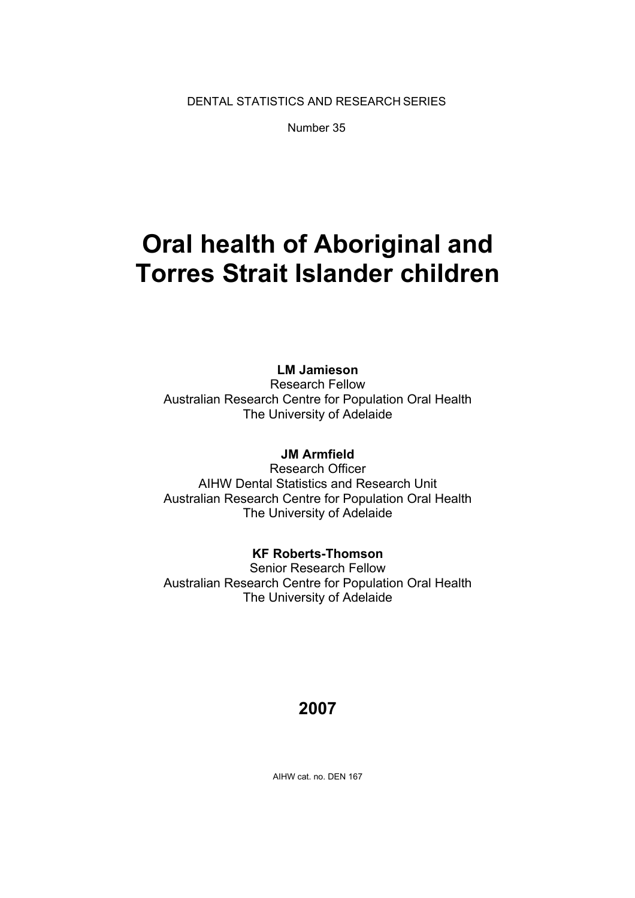DENTAL STATISTICS AND RESEARCH SERIES

Number 35

# Oral health of Aboriginal and Torres Strait Islander children

**LM Jamieson**
Research Fellow
Australian Research Centre for Population Oral Health
The University of Adelaide

**JM Armfield**
Research Officer
AIHW Dental Statistics and Research Unit
Australian Research Centre for Population Oral Health
The University of Adelaide

**KF Roberts-Thomson**
Senior Research Fellow
Australian Research Centre for Population Oral Health
The University of Adelaide

**2007**

AIHW cat. no. DEN 167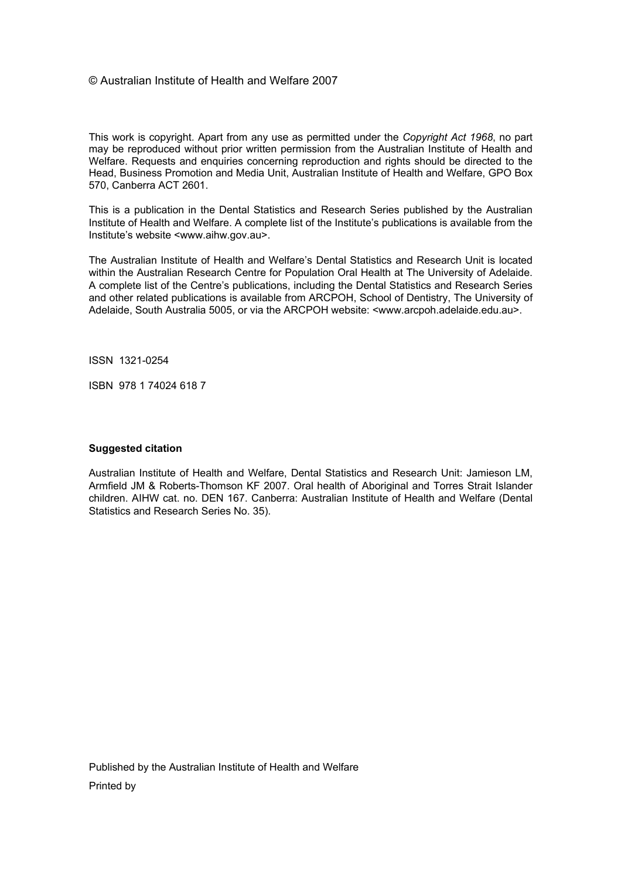© Australian Institute of Health and Welfare 2007

This work is copyright. Apart from any use as permitted under the *Copyright Act 1968*, no part may be reproduced without prior written permission from the Australian Institute of Health and Welfare. Requests and enquiries concerning reproduction and rights should be directed to the Head, Business Promotion and Media Unit, Australian Institute of Health and Welfare, GPO Box 570, Canberra ACT 2601.

This is a publication in the Dental Statistics and Research Series published by the Australian Institute of Health and Welfare. A complete list of the Institute's publications is available from the Institute's website <www.aihw.gov.au>.

The Australian Institute of Health and Welfare's Dental Statistics and Research Unit is located within the Australian Research Centre for Population Oral Health at The University of Adelaide. A complete list of the Centre's publications, including the Dental Statistics and Research Series and other related publications is available from ARCPOH, School of Dentistry, The University of Adelaide, South Australia 5005, or via the ARCPOH website: <www.arcpoh.adelaide.edu.au>.

ISSN 1321-0254

ISBN 978 1 74024 618 7

**Suggested citation**

Australian Institute of Health and Welfare, Dental Statistics and Research Unit: Jamieson LM, Armfield JM & Roberts-Thomson KF 2007. Oral health of Aboriginal and Torres Strait Islander children. AIHW cat. no. DEN 167. Canberra: Australian Institute of Health and Welfare (Dental Statistics and Research Series No. 35).

Published by the Australian Institute of Health and Welfare

Printed by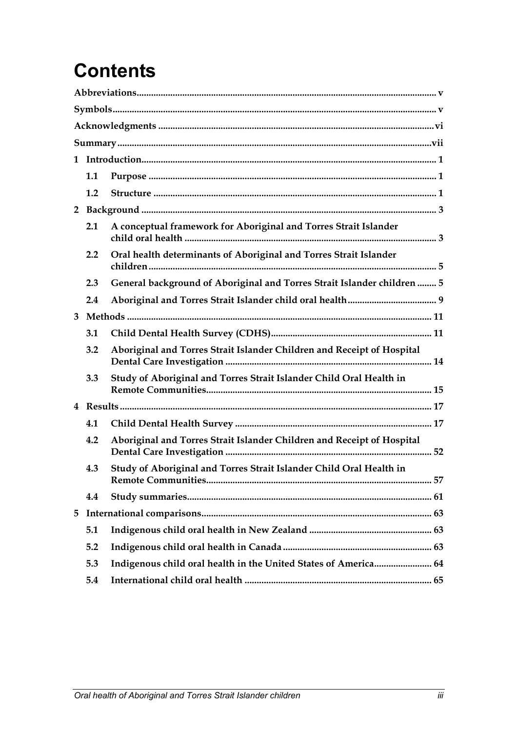# Contents

Abbreviations ........ v

Symbols ........ v

Acknowledgments ........ vi

Summary ........ vii

1 Introduction ........ 1

- 1.1 Purpose ........ 1
- 1.2 Structure ........ 1

2 Background ........ 3

- 2.1 A conceptual framework for Aboriginal and Torres Strait Islander child oral health ........ 3
- 2.2 Oral health determinants of Aboriginal and Torres Strait Islander children ........ 5
- 2.3 General background of Aboriginal and Torres Strait Islander children ........ 5
- 2.4 Aboriginal and Torres Strait Islander child oral health ........ 9

3 Methods ........ 11

- 3.1 Child Dental Health Survey (CDHS) ........ 11
- 3.2 Aboriginal and Torres Strait Islander Children and Receipt of Hospital Dental Care Investigation ........ 14
- 3.3 Study of Aboriginal and Torres Strait Islander Child Oral Health in Remote Communities ........ 15

4 Results ........ 17

- 4.1 Child Dental Health Survey ........ 17
- 4.2 Aboriginal and Torres Strait Islander Children and Receipt of Hospital Dental Care Investigation ........ 52
- 4.3 Study of Aboriginal and Torres Strait Islander Child Oral Health in Remote Communities ........ 57
- 4.4 Study summaries ........ 61

5 International comparisons ........ 63

- 5.1 Indigenous child oral health in New Zealand ........ 63
- 5.2 Indigenous child oral health in Canada ........ 63
- 5.3 Indigenous child oral health in the United States of America ........ 64
- 5.4 International child oral health ........ 65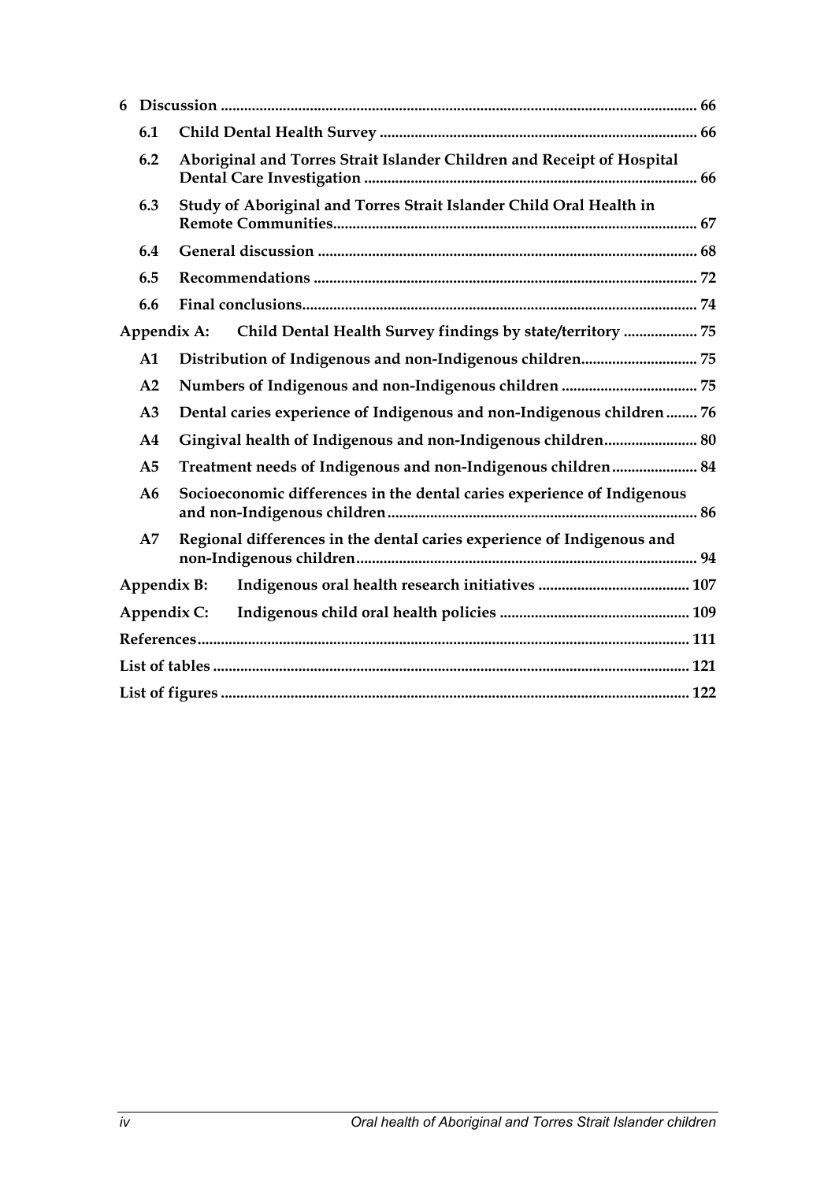**6 Discussion** ........................................................................................................ **66**

**6.1 Child Dental Health Survey** ........................................................................ **66**

**6.2 Aboriginal and Torres Strait Islander Children and Receipt of Hospital Dental Care Investigation** ............................................................................ **66**

**6.3 Study of Aboriginal and Torres Strait Islander Child Oral Health in Remote Communities** ................................................................................ **67**

**6.4 General discussion** ........................................................................................ **68**

**6.5 Recommendations** ........................................................................................ **72**

**6.6 Final conclusions** ........................................................................................... **74**

**Appendix A: Child Dental Health Survey findings by state/territory** .................. **75**

**A1 Distribution of Indigenous and non-Indigenous children** .............................. **75**

**A2 Numbers of Indigenous and non-Indigenous children** .................................. **75**

**A3 Dental caries experience of Indigenous and non-Indigenous children** ........ **76**

**A4 Gingival health of Indigenous and non-Indigenous children** ........................ **80**

**A5 Treatment needs of Indigenous and non-Indigenous children** ...................... **84**

**A6 Socioeconomic differences in the dental caries experience of Indigenous and non-Indigenous children** ........................................................................ **86**

**A7 Regional differences in the dental caries experience of Indigenous and non-Indigenous children** ........................................................................ **94**

**Appendix B: Indigenous oral health research initiatives** ...................................... **107**

**Appendix C: Indigenous child oral health policies** ................................................ **109**

**References** .............................................................................................................. **111**

**List of tables** .......................................................................................................... **121**

**List of figures** ......................................................................................................... **122**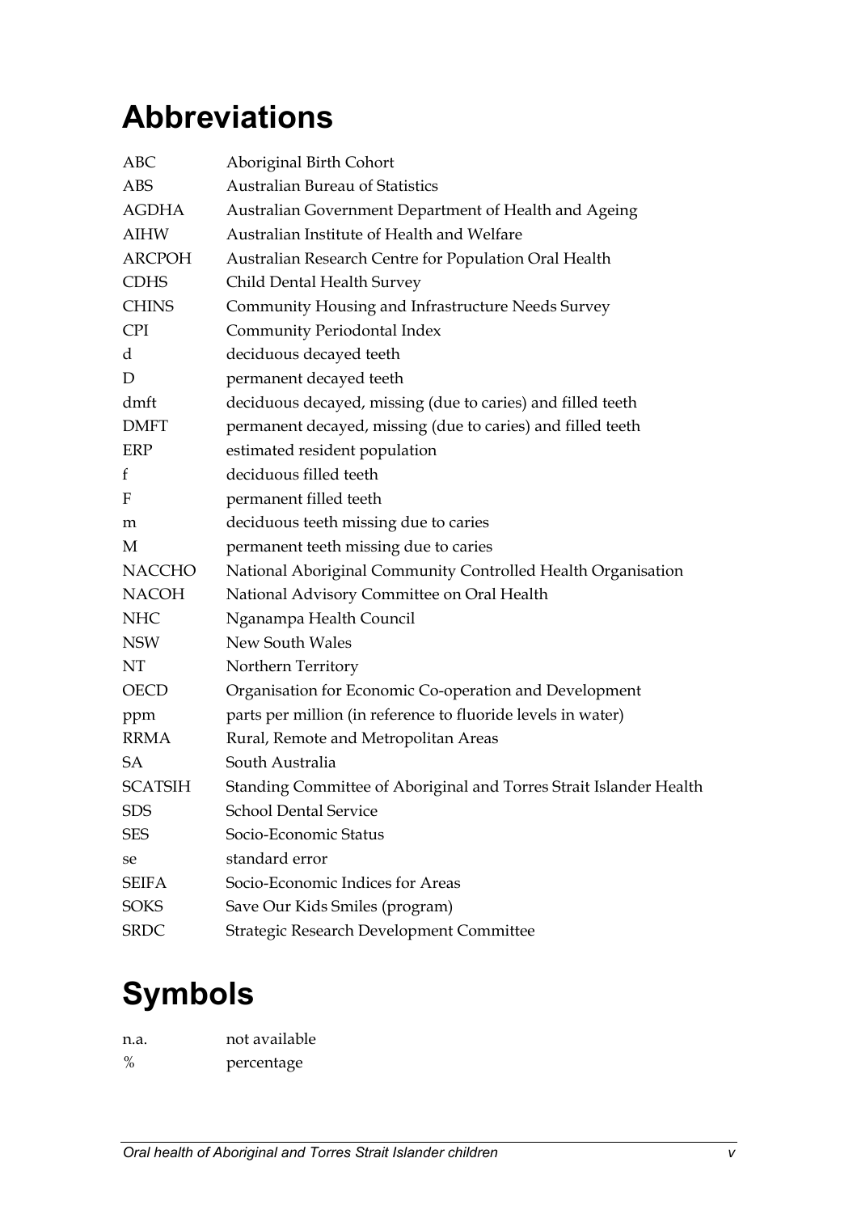# Abbreviations

| | |
|---|---|
| ABC | Aboriginal Birth Cohort |
| ABS | Australian Bureau of Statistics |
| AGDHA | Australian Government Department of Health and Ageing |
| AIHW | Australian Institute of Health and Welfare |
| ARCPOH | Australian Research Centre for Population Oral Health |
| CDHS | Child Dental Health Survey |
| CHINS | Community Housing and Infrastructure Needs Survey |
| CPI | Community Periodontal Index |
| d | deciduous decayed teeth |
| D | permanent decayed teeth |
| dmft | deciduous decayed, missing (due to caries) and filled teeth |
| DMFT | permanent decayed, missing (due to caries) and filled teeth |
| ERP | estimated resident population |
| f | deciduous filled teeth |
| F | permanent filled teeth |
| m | deciduous teeth missing due to caries |
| M | permanent teeth missing due to caries |
| NACCHO | National Aboriginal Community Controlled Health Organisation |
| NACOH | National Advisory Committee on Oral Health |
| NHC | Nganampa Health Council |
| NSW | New South Wales |
| NT | Northern Territory |
| OECD | Organisation for Economic Co-operation and Development |
| ppm | parts per million (in reference to fluoride levels in water) |
| RRMA | Rural, Remote and Metropolitan Areas |
| SA | South Australia |
| SCATSIH | Standing Committee of Aboriginal and Torres Strait Islander Health |
| SDS | School Dental Service |
| SES | Socio-Economic Status |
| se | standard error |
| SEIFA | Socio-Economic Indices for Areas |
| SOKS | Save Our Kids Smiles (program) |
| SRDC | Strategic Research Development Committee |

# Symbols

| | |
|---|---|
| n.a. | not available |
| % | percentage |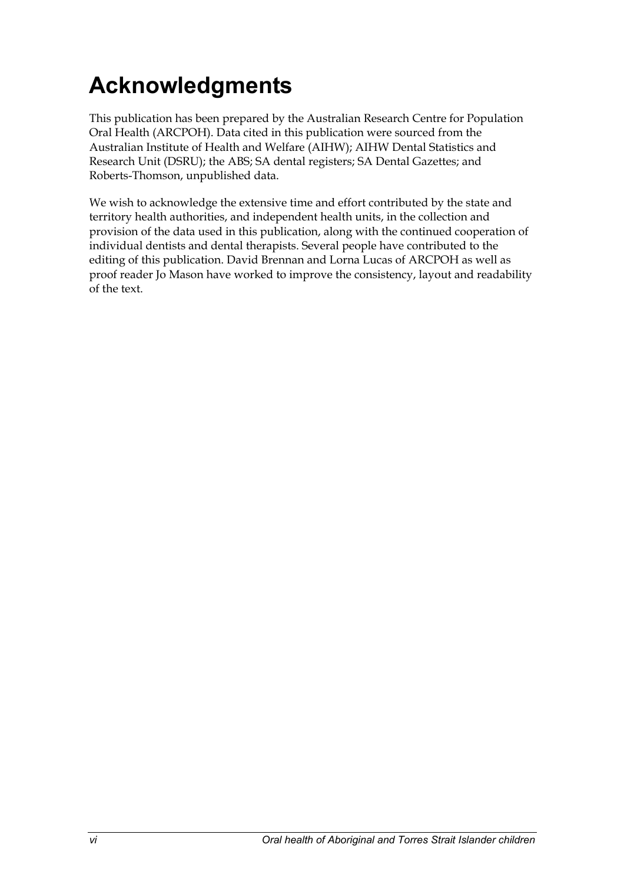# Acknowledgments

This publication has been prepared by the Australian Research Centre for Population Oral Health (ARCPOH). Data cited in this publication were sourced from the Australian Institute of Health and Welfare (AIHW); AIHW Dental Statistics and Research Unit (DSRU); the ABS; SA dental registers; SA Dental Gazettes; and Roberts-Thomson, unpublished data.

We wish to acknowledge the extensive time and effort contributed by the state and territory health authorities, and independent health units, in the collection and provision of the data used in this publication, along with the continued cooperation of individual dentists and dental therapists. Several people have contributed to the editing of this publication. David Brennan and Lorna Lucas of ARCPOH as well as proof reader Jo Mason have worked to improve the consistency, layout and readability of the text.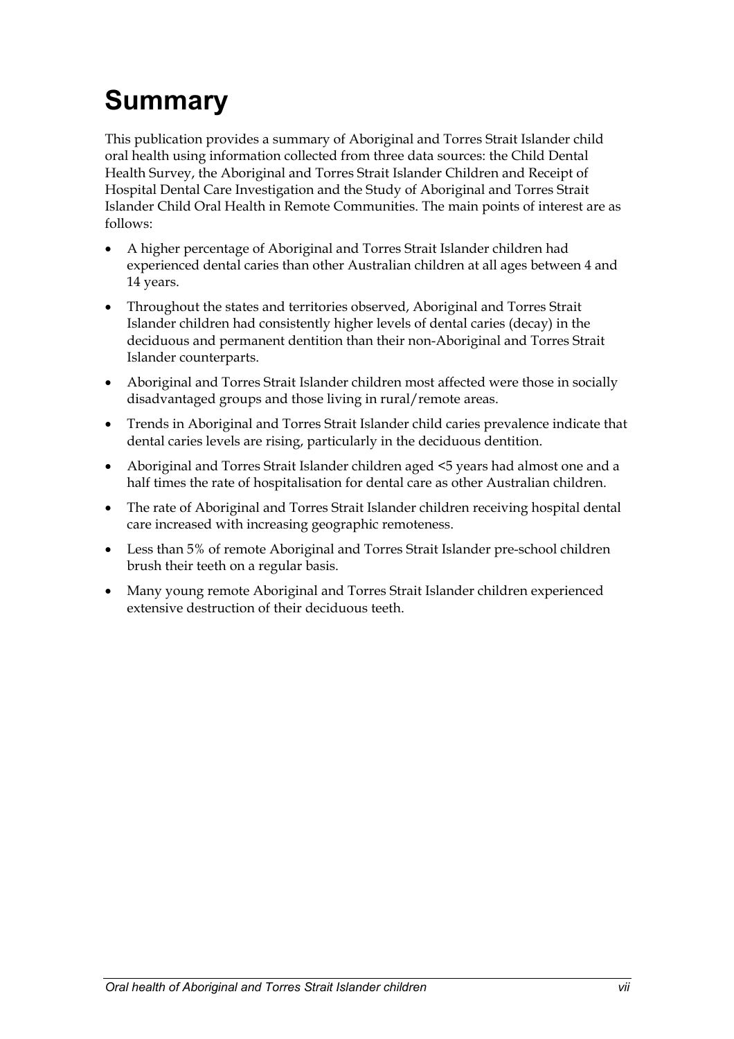# Summary

This publication provides a summary of Aboriginal and Torres Strait Islander child oral health using information collected from three data sources: the Child Dental Health Survey, the Aboriginal and Torres Strait Islander Children and Receipt of Hospital Dental Care Investigation and the Study of Aboriginal and Torres Strait Islander Child Oral Health in Remote Communities. The main points of interest are as follows:

- A higher percentage of Aboriginal and Torres Strait Islander children had experienced dental caries than other Australian children at all ages between 4 and 14 years.
- Throughout the states and territories observed, Aboriginal and Torres Strait Islander children had consistently higher levels of dental caries (decay) in the deciduous and permanent dentition than their non-Aboriginal and Torres Strait Islander counterparts.
- Aboriginal and Torres Strait Islander children most affected were those in socially disadvantaged groups and those living in rural/remote areas.
- Trends in Aboriginal and Torres Strait Islander child caries prevalence indicate that dental caries levels are rising, particularly in the deciduous dentition.
- Aboriginal and Torres Strait Islander children aged <5 years had almost one and a half times the rate of hospitalisation for dental care as other Australian children.
- The rate of Aboriginal and Torres Strait Islander children receiving hospital dental care increased with increasing geographic remoteness.
- Less than 5% of remote Aboriginal and Torres Strait Islander pre-school children brush their teeth on a regular basis.
- Many young remote Aboriginal and Torres Strait Islander children experienced extensive destruction of their deciduous teeth.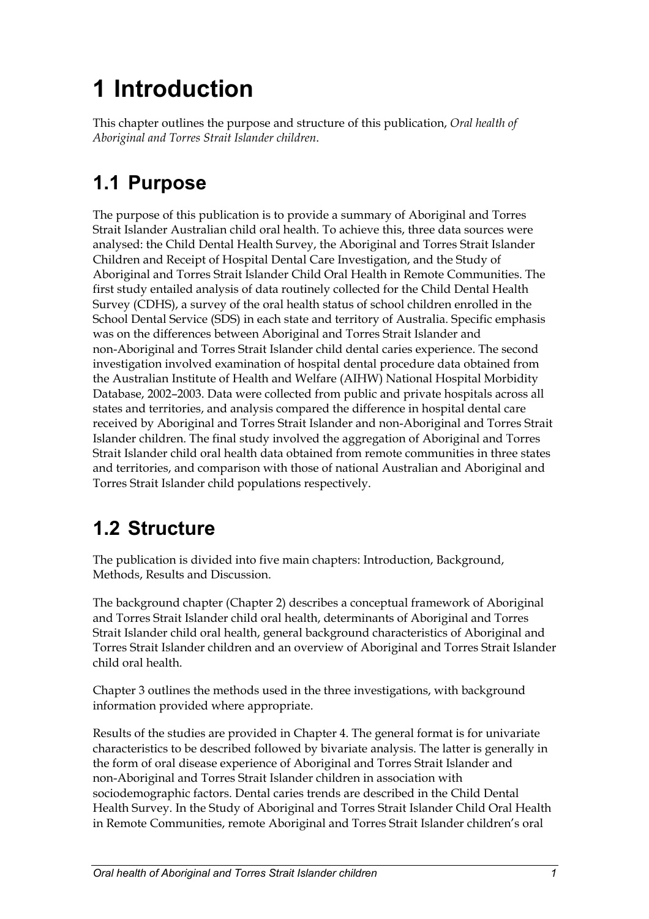# 1 Introduction

This chapter outlines the purpose and structure of this publication, *Oral health of Aboriginal and Torres Strait Islander children*.

## 1.1 Purpose

The purpose of this publication is to provide a summary of Aboriginal and Torres Strait Islander Australian child oral health. To achieve this, three data sources were analysed: the Child Dental Health Survey, the Aboriginal and Torres Strait Islander Children and Receipt of Hospital Dental Care Investigation, and the Study of Aboriginal and Torres Strait Islander Child Oral Health in Remote Communities. The first study entailed analysis of data routinely collected for the Child Dental Health Survey (CDHS), a survey of the oral health status of school children enrolled in the School Dental Service (SDS) in each state and territory of Australia. Specific emphasis was on the differences between Aboriginal and Torres Strait Islander and non-Aboriginal and Torres Strait Islander child dental caries experience. The second investigation involved examination of hospital dental procedure data obtained from the Australian Institute of Health and Welfare (AIHW) National Hospital Morbidity Database, 2002–2003. Data were collected from public and private hospitals across all states and territories, and analysis compared the difference in hospital dental care received by Aboriginal and Torres Strait Islander and non-Aboriginal and Torres Strait Islander children. The final study involved the aggregation of Aboriginal and Torres Strait Islander child oral health data obtained from remote communities in three states and territories, and comparison with those of national Australian and Aboriginal and Torres Strait Islander child populations respectively.

## 1.2 Structure

The publication is divided into five main chapters: Introduction, Background, Methods, Results and Discussion.

The background chapter (Chapter 2) describes a conceptual framework of Aboriginal and Torres Strait Islander child oral health, determinants of Aboriginal and Torres Strait Islander child oral health, general background characteristics of Aboriginal and Torres Strait Islander children and an overview of Aboriginal and Torres Strait Islander child oral health.

Chapter 3 outlines the methods used in the three investigations, with background information provided where appropriate.

Results of the studies are provided in Chapter 4. The general format is for univariate characteristics to be described followed by bivariate analysis. The latter is generally in the form of oral disease experience of Aboriginal and Torres Strait Islander and non-Aboriginal and Torres Strait Islander children in association with sociodemographic factors. Dental caries trends are described in the Child Dental Health Survey. In the Study of Aboriginal and Torres Strait Islander Child Oral Health in Remote Communities, remote Aboriginal and Torres Strait Islander children's oral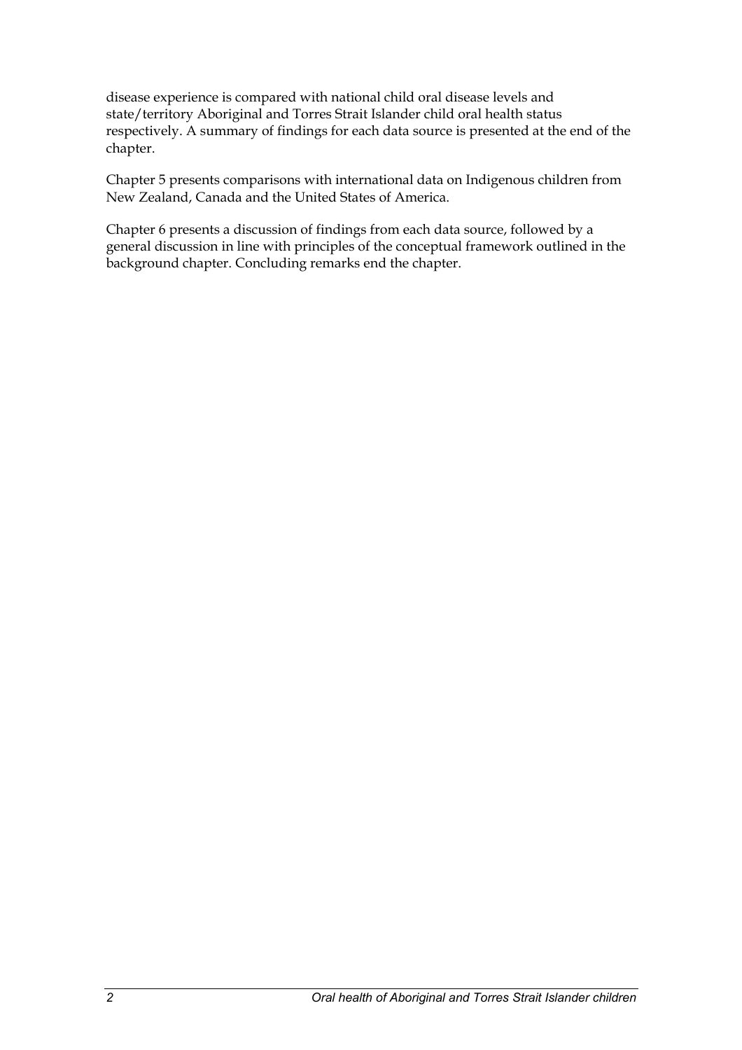disease experience is compared with national child oral disease levels and state/territory Aboriginal and Torres Strait Islander child oral health status respectively. A summary of findings for each data source is presented at the end of the chapter.

Chapter 5 presents comparisons with international data on Indigenous children from New Zealand, Canada and the United States of America.

Chapter 6 presents a discussion of findings from each data source, followed by a general discussion in line with principles of the conceptual framework outlined in the background chapter. Concluding remarks end the chapter.